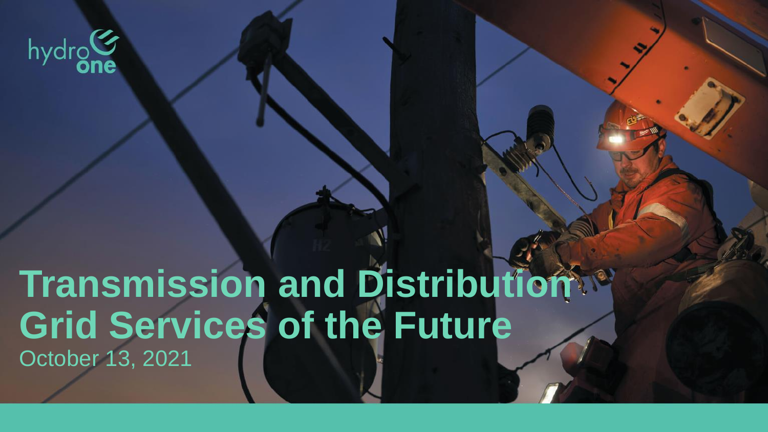hydro one

# Transmission and Distribution Grid Services of the Future

October 13, 2021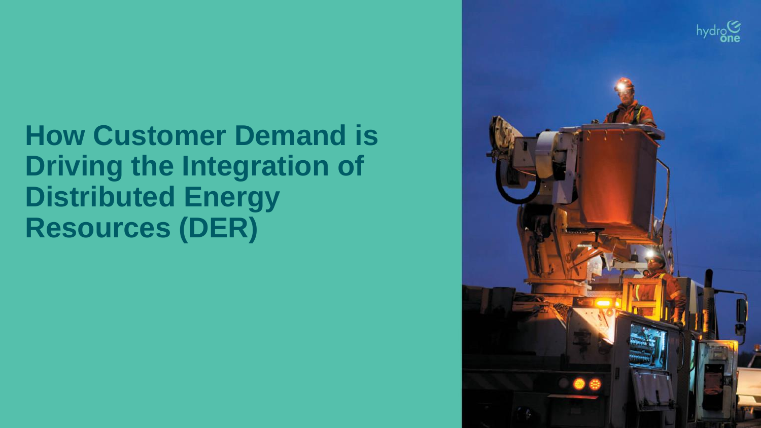# How Customer Demand is Driving the Integration of Distributed Energy Resources (DER)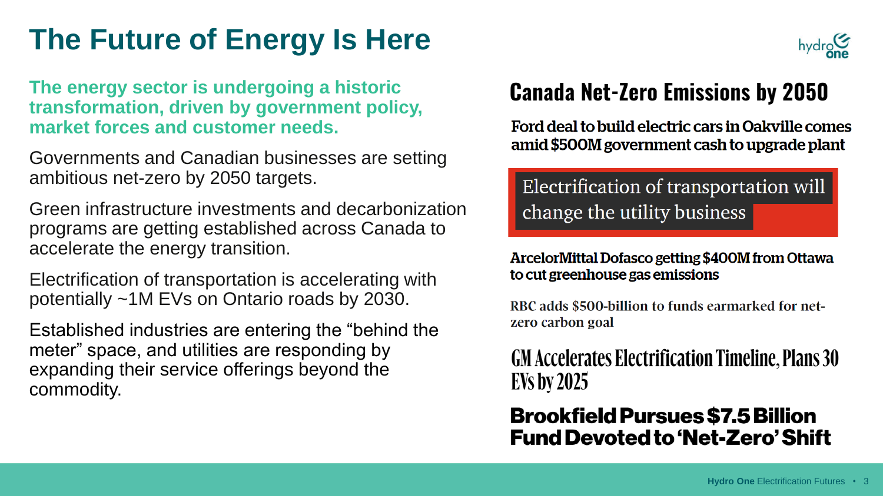# The Future of Energy Is Here

**The energy sector is undergoing a historic transformation, driven by government policy, market forces and customer needs.**

Governments and Canadian businesses are setting ambitious net-zero by 2050 targets.

Green infrastructure investments and decarbonization programs are getting established across Canada to accelerate the energy transition.

Electrification of transportation is accelerating with potentially ~1M EVs on Ontario roads by 2030.

Established industries are entering the "behind the meter" space, and utilities are responding by expanding their service offerings beyond the commodity.

## Canada Net-Zero Emissions by 2050

**Ford deal to build electric cars in Oakville comes amid $500M government cash to upgrade plant**

Electrification of transportation will change the utility business

**ArcelorMittal Dofasco getting $400M from Ottawa to cut greenhouse gas emissions**

RBC adds $500-billion to funds earmarked for net-zero carbon goal

**GM Accelerates Electrification Timeline, Plans 30 EVs by 2025**

**Brookfield Pursues $7.5 Billion Fund Devoted to 'Net-Zero' Shift**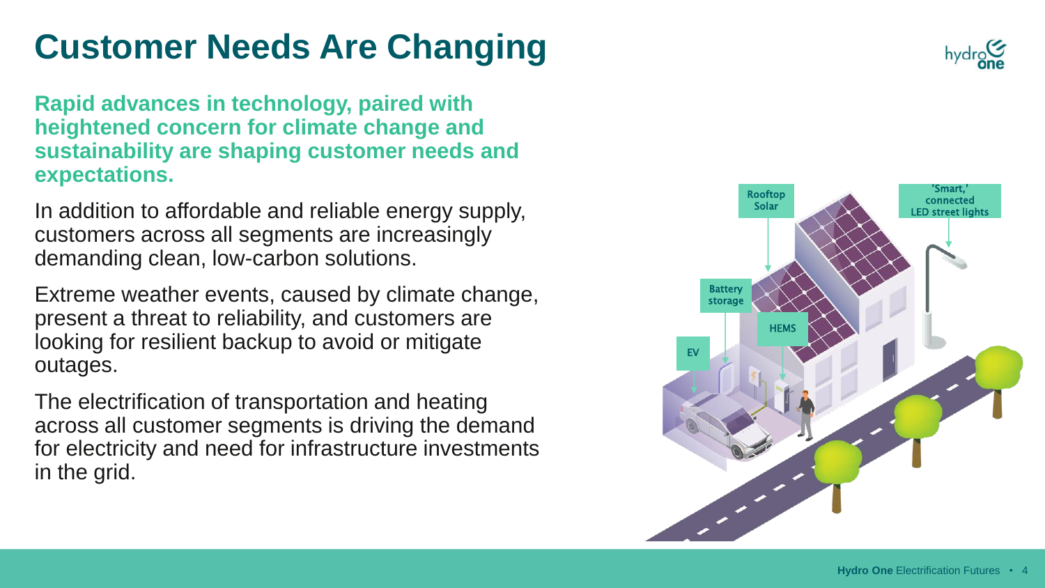# Customer Needs Are Changing

**Rapid advances in technology, paired with heightened concern for climate change and sustainability are shaping customer needs and expectations.**

In addition to affordable and reliable energy supply, customers across all segments are increasingly demanding clean, low-carbon solutions.

Extreme weather events, caused by climate change, present a threat to reliability, and customers are looking for resilient backup to avoid or mitigate outages.

The electrification of transportation and heating across all customer segments is driving the demand for electricity and need for infrastructure investments in the grid.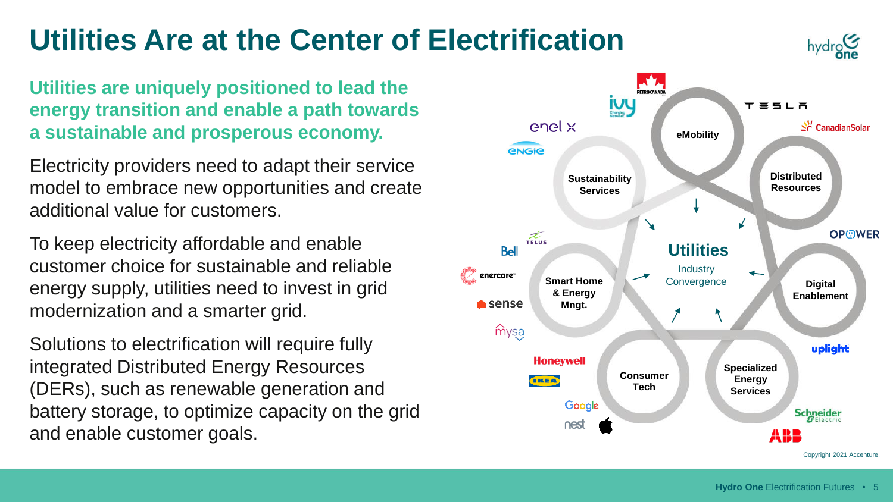# Utilities Are at the Center of Electrification

**Utilities are uniquely positioned to lead the energy transition and enable a path towards a sustainable and prosperous economy.**

Electricity providers need to adapt their service model to embrace new opportunities and create additional value for customers.

To keep electricity affordable and enable customer choice for sustainable and reliable energy supply, utilities need to invest in grid modernization and a smarter grid.

Solutions to electrification will require fully integrated Distributed Energy Resources (DERs), such as renewable generation and battery storage, to optimize capacity on the grid and enable customer goals.

**Utilities**

Industry Convergence

- **eMobility**: Petro-Canada, ivy Charging Network, Tesla
- **Distributed Resources**: Canadian Solar, Opower
- **Digital Enablement**: Opower, uplight
- **Specialized Energy Services**: Schneider Electric, ABB
- **Consumer Tech**: Honeywell, IKEA, Google, nest, Apple
- **Smart Home & Energy Mngt.**: Telus, Bell, enercare, sense, mysa
- **Sustainability Services**: enel x, ENGIE

Copyright 2021 Accenture.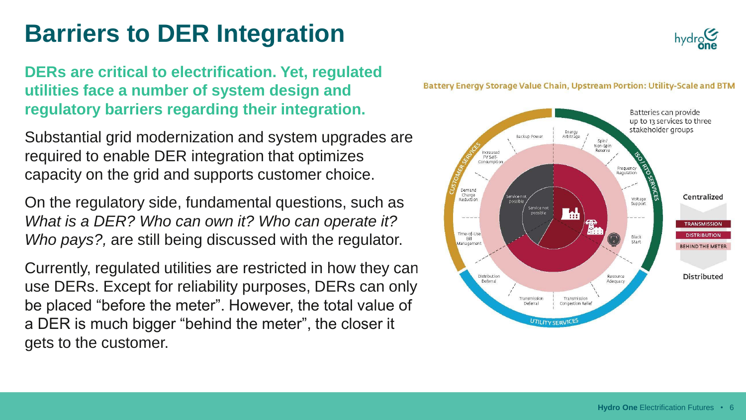# Barriers to DER Integration

**DERs are critical to electrification. Yet, regulated utilities face a number of system design and regulatory barriers regarding their integration.**

Substantial grid modernization and system upgrades are required to enable DER integration that optimizes capacity on the grid and supports customer choice.

On the regulatory side, fundamental questions, such as *What is a DER? Who can own it? Who can operate it? Who pays?,* are still being discussed with the regulator.

Currently, regulated utilities are restricted in how they can use DERs. Except for reliability purposes, DERs can only be placed "before the meter". However, the total value of a DER is much bigger "behind the meter", the closer it gets to the customer.

**Battery Energy Storage Value Chain, Upstream Portion: Utility-Scale and BTM**

Batteries can provide up to 13 services to three stakeholder groups

CUSTOMER SERVICES

ISO/RTO SERVICES

UTILITY SERVICES

Backup Power

Energy Arbitrage

Spin/ Non-Spin Reserve

Increased PV Self-Consumption

Frequency Regulation

Demand Charge Reduction

Voltage Support

Time-of-Use Bill Management

Black Start

Distribution Deferral

Resource Adequacy

Transmission Deferral

Transmission Congestion Relief

Service not possible

Service not possible

Centralized

TRANSMISSION

DISTRIBUTION

BEHIND THE METER

Distributed